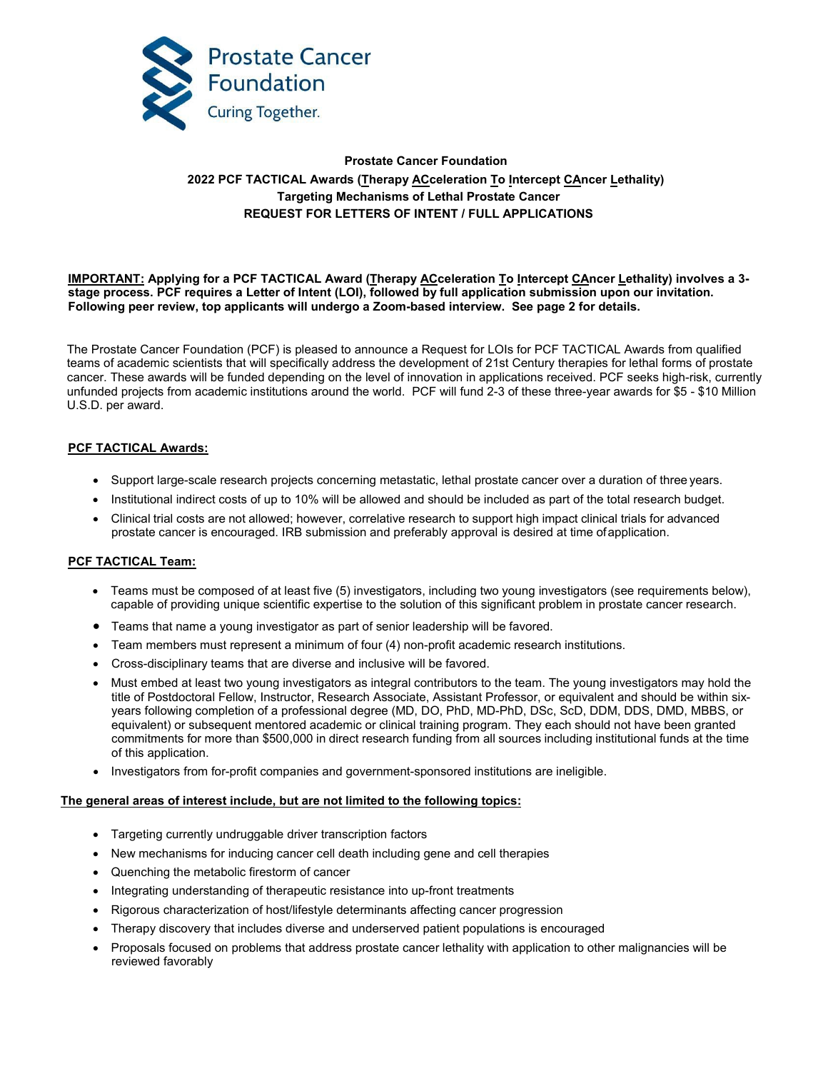Prostate Cancer Foundation
Curing Together.

**Prostate Cancer Foundation**
**2022 PCF TACTICAL Awards (Therapy ACceleration To Intercept CAncer Lethality)**
**Targeting Mechanisms of Lethal Prostate Cancer**
**REQUEST FOR LETTERS OF INTENT / FULL APPLICATIONS**

**IMPORTANT: Applying for a PCF TACTICAL Award (Therapy ACceleration To Intercept CAncer Lethality) involves a 3-stage process. PCF requires a Letter of Intent (LOI), followed by full application submission upon our invitation. Following peer review, top applicants will undergo a Zoom-based interview. See page 2 for details.**

The Prostate Cancer Foundation (PCF) is pleased to announce a Request for LOIs for PCF TACTICAL Awards from qualified teams of academic scientists that will specifically address the development of 21st Century therapies for lethal forms of prostate cancer. These awards will be funded depending on the level of innovation in applications received. PCF seeks high-risk, currently unfunded projects from academic institutions around the world. PCF will fund 2-3 of these three-year awards for $5 - $10 Million U.S.D. per award.

## PCF TACTICAL Awards:

- Support large-scale research projects concerning metastatic, lethal prostate cancer over a duration of three years.
- Institutional indirect costs of up to 10% will be allowed and should be included as part of the total research budget.
- Clinical trial costs are not allowed; however, correlative research to support high impact clinical trials for advanced prostate cancer is encouraged. IRB submission and preferably approval is desired at time of application.

## PCF TACTICAL Team:

- Teams must be composed of at least five (5) investigators, including two young investigators (see requirements below), capable of providing unique scientific expertise to the solution of this significant problem in prostate cancer research.
- Teams that name a young investigator as part of senior leadership will be favored.
- Team members must represent a minimum of four (4) non-profit academic research institutions.
- Cross-disciplinary teams that are diverse and inclusive will be favored.
- Must embed at least two young investigators as integral contributors to the team. The young investigators may hold the title of Postdoctoral Fellow, Instructor, Research Associate, Assistant Professor, or equivalent and should be within six-years following completion of a professional degree (MD, DO, PhD, MD-PhD, DSc, ScD, DDM, DDS, DMD, MBBS, or equivalent) or subsequent mentored academic or clinical training program. They each should not have been granted commitments for more than $500,000 in direct research funding from all sources including institutional funds at the time of this application.
- Investigators from for-profit companies and government-sponsored institutions are ineligible.

## The general areas of interest include, but are not limited to the following topics:

- Targeting currently undruggable driver transcription factors
- New mechanisms for inducing cancer cell death including gene and cell therapies
- Quenching the metabolic firestorm of cancer
- Integrating understanding of therapeutic resistance into up-front treatments
- Rigorous characterization of host/lifestyle determinants affecting cancer progression
- Therapy discovery that includes diverse and underserved patient populations is encouraged
- Proposals focused on problems that address prostate cancer lethality with application to other malignancies will be reviewed favorably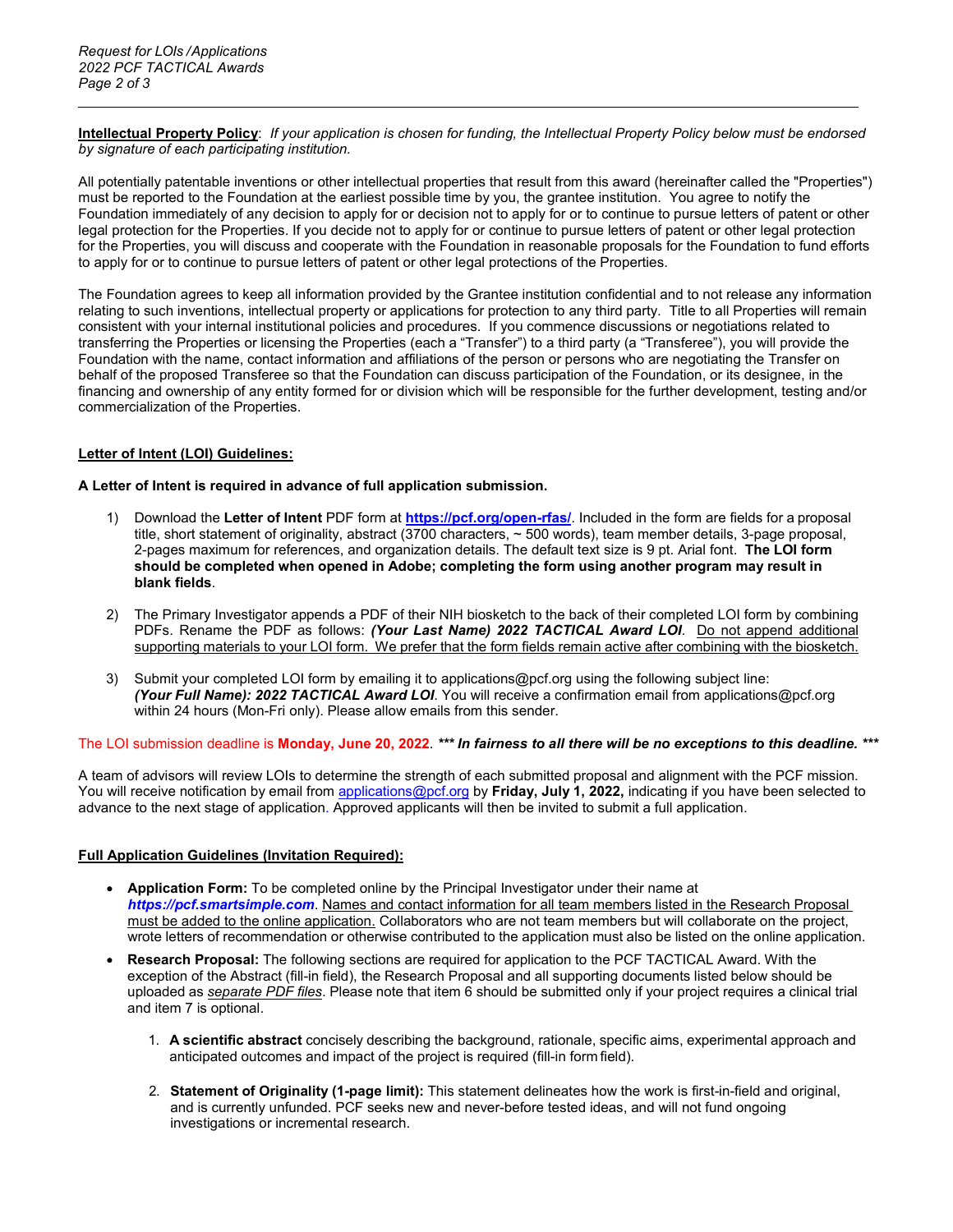**Intellectual Property Policy**: *If your application is chosen for funding, the Intellectual Property Policy below must be endorsed by signature of each participating institution.*

All potentially patentable inventions or other intellectual properties that result from this award (hereinafter called the "Properties") must be reported to the Foundation at the earliest possible time by you, the grantee institution. You agree to notify the Foundation immediately of any decision to apply for or decision not to apply for or to continue to pursue letters of patent or other legal protection for the Properties. If you decide not to apply for or continue to pursue letters of patent or other legal protection for the Properties, you will discuss and cooperate with the Foundation in reasonable proposals for the Foundation to fund efforts to apply for or to continue to pursue letters of patent or other legal protections of the Properties.

The Foundation agrees to keep all information provided by the Grantee institution confidential and to not release any information relating to such inventions, intellectual property or applications for protection to any third party. Title to all Properties will remain consistent with your internal institutional policies and procedures. If you commence discussions or negotiations related to transferring the Properties or licensing the Properties (each a "Transfer") to a third party (a "Transferee"), you will provide the Foundation with the name, contact information and affiliations of the person or persons who are negotiating the Transfer on behalf of the proposed Transferee so that the Foundation can discuss participation of the Foundation, or its designee, in the financing and ownership of any entity formed for or division which will be responsible for the further development, testing and/or commercialization of the Properties.

## Letter of Intent (LOI) Guidelines:

**A Letter of Intent is required in advance of full application submission.**

1) Download the **Letter of Intent** PDF form at **https://pcf.org/open-rfas/**. Included in the form are fields for a proposal title, short statement of originality, abstract (3700 characters, ~ 500 words), team member details, 3-page proposal, 2-pages maximum for references, and organization details. The default text size is 9 pt. Arial font. **The LOI form should be completed when opened in Adobe; completing the form using another program may result in blank fields**.

2) The Primary Investigator appends a PDF of their NIH biosketch to the back of their completed LOI form by combining PDFs. Rename the PDF as follows: ***(Your Last Name) 2022 TACTICAL Award LOI***. Do not append additional supporting materials to your LOI form. We prefer that the form fields remain active after combining with the biosketch.

3) Submit your completed LOI form by emailing it to applications@pcf.org using the following subject line: ***(Your Full Name): 2022 TACTICAL Award LOI***. You will receive a confirmation email from applications@pcf.org within 24 hours (Mon-Fri only). Please allow emails from this sender.

The LOI submission deadline is **Monday, June 20, 2022**. ***** In fairness to all there will be no exceptions to this deadline. *****

A team of advisors will review LOIs to determine the strength of each submitted proposal and alignment with the PCF mission. You will receive notification by email from applications@pcf.org by **Friday, July 1, 2022,** indicating if you have been selected to advance to the next stage of application. Approved applicants will then be invited to submit a full application.

## Full Application Guidelines (Invitation Required):

- **Application Form:** To be completed online by the Principal Investigator under their name at ***https://pcf.smartsimple.com***. Names and contact information for all team members listed in the Research Proposal must be added to the online application. Collaborators who are not team members but will collaborate on the project, wrote letters of recommendation or otherwise contributed to the application must also be listed on the online application.
- **Research Proposal:** The following sections are required for application to the PCF TACTICAL Award. With the exception of the Abstract (fill-in field), the Research Proposal and all supporting documents listed below should be uploaded as *separate PDF files*. Please note that item 6 should be submitted only if your project requires a clinical trial and item 7 is optional.

  1. **A scientific abstract** concisely describing the background, rationale, specific aims, experimental approach and anticipated outcomes and impact of the project is required (fill-in form field).

  2. **Statement of Originality (1-page limit):** This statement delineates how the work is first-in-field and original, and is currently unfunded. PCF seeks new and never-before tested ideas, and will not fund ongoing investigations or incremental research.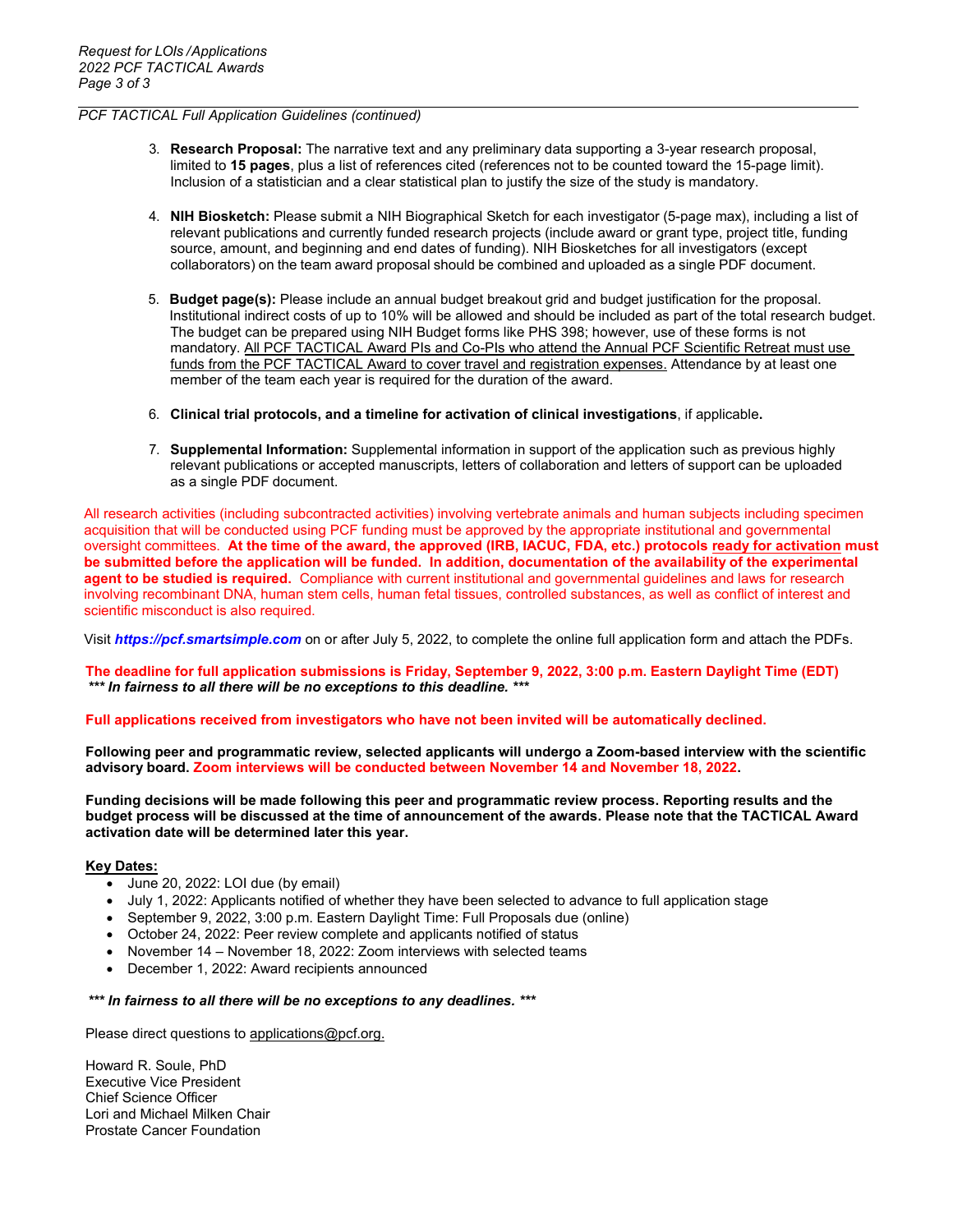*PCF TACTICAL Full Application Guidelines (continued)*

3. **Research Proposal:** The narrative text and any preliminary data supporting a 3-year research proposal, limited to **15 pages**, plus a list of references cited (references not to be counted toward the 15-page limit). Inclusion of a statistician and a clear statistical plan to justify the size of the study is mandatory.

4. **NIH Biosketch:** Please submit a NIH Biographical Sketch for each investigator (5-page max), including a list of relevant publications and currently funded research projects (include award or grant type, project title, funding source, amount, and beginning and end dates of funding). NIH Biosketches for all investigators (except collaborators) on the team award proposal should be combined and uploaded as a single PDF document.

5. **Budget page(s):** Please include an annual budget breakout grid and budget justification for the proposal. Institutional indirect costs of up to 10% will be allowed and should be included as part of the total research budget. The budget can be prepared using NIH Budget forms like PHS 398; however, use of these forms is not mandatory. All PCF TACTICAL Award PIs and Co-PIs who attend the Annual PCF Scientific Retreat must use funds from the PCF TACTICAL Award to cover travel and registration expenses. Attendance by at least one member of the team each year is required for the duration of the award.

6. **Clinical trial protocols, and a timeline for activation of clinical investigations**, if applicable**.**

7. **Supplemental Information:** Supplemental information in support of the application such as previous highly relevant publications or accepted manuscripts, letters of collaboration and letters of support can be uploaded as a single PDF document.

All research activities (including subcontracted activities) involving vertebrate animals and human subjects including specimen acquisition that will be conducted using PCF funding must be approved by the appropriate institutional and governmental oversight committees. **At the time of the award, the approved (IRB, IACUC, FDA, etc.) protocols ready for activation must be submitted before the application will be funded. In addition, documentation of the availability of the experimental agent to be studied is required.** Compliance with current institutional and governmental guidelines and laws for research involving recombinant DNA, human stem cells, human fetal tissues, controlled substances, as well as conflict of interest and scientific misconduct is also required.

Visit ***https://pcf.smartsimple.com*** on or after July 5, 2022, to complete the online full application form and attach the PDFs.

**The deadline for full application submissions is Friday, September 9, 2022, 3:00 p.m. Eastern Daylight Time (EDT)**
***\*\*\* In fairness to all there will be no exceptions to this deadline. \*\*\****

**Full applications received from investigators who have not been invited will be automatically declined.**

**Following peer and programmatic review, selected applicants will undergo a Zoom-based interview with the scientific advisory board. Zoom interviews will be conducted between November 14 and November 18, 2022.**

**Funding decisions will be made following this peer and programmatic review process. Reporting results and the budget process will be discussed at the time of announcement of the awards. Please note that the TACTICAL Award activation date will be determined later this year.**

**Key Dates:**

- June 20, 2022: LOI due (by email)
- July 1, 2022: Applicants notified of whether they have been selected to advance to full application stage
- September 9, 2022, 3:00 p.m. Eastern Daylight Time: Full Proposals due (online)
- October 24, 2022: Peer review complete and applicants notified of status
- November 14 – November 18, 2022: Zoom interviews with selected teams
- December 1, 2022: Award recipients announced

***\*\*\* In fairness to all there will be no exceptions to any deadlines. \*\*\****

Please direct questions to applications@pcf.org.

Howard R. Soule, PhD
Executive Vice President
Chief Science Officer
Lori and Michael Milken Chair
Prostate Cancer Foundation